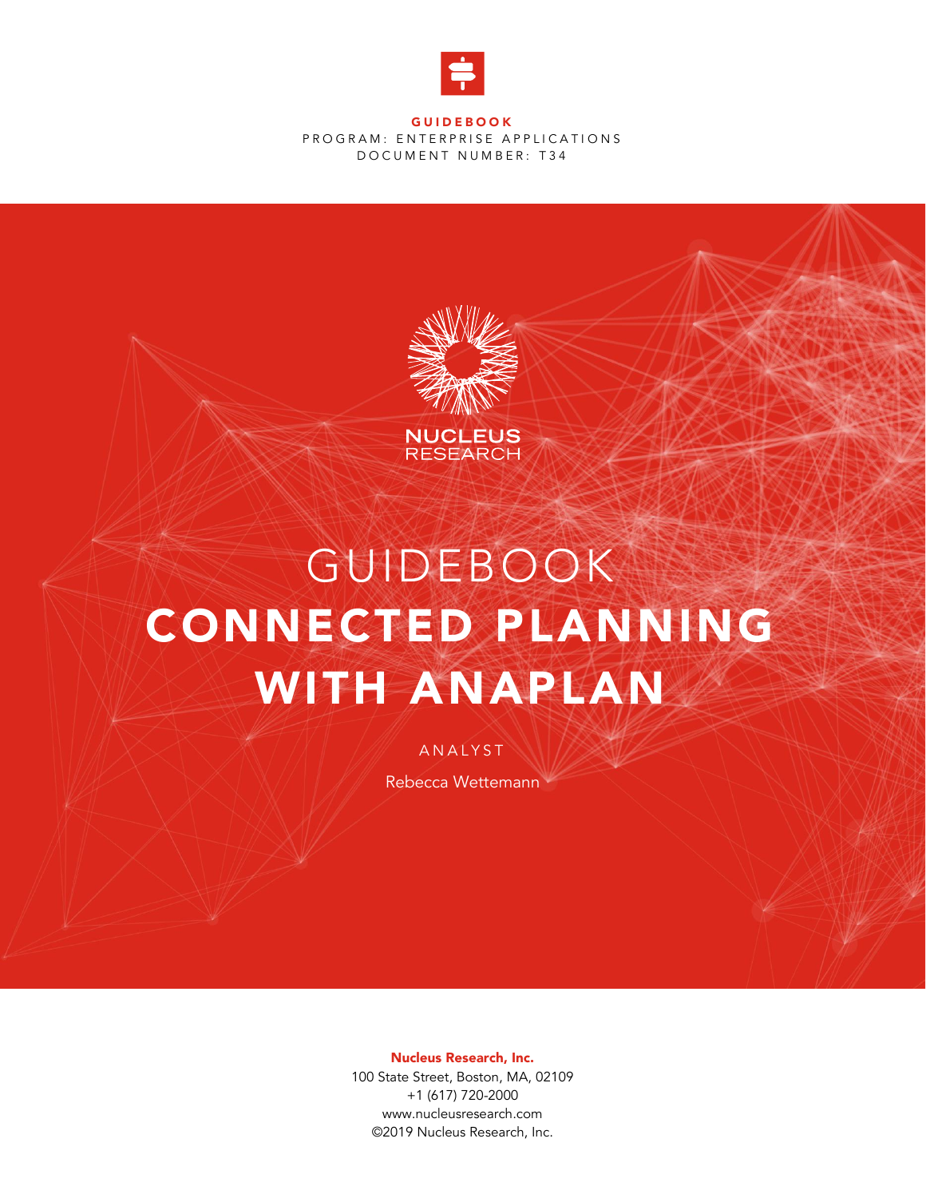**GUIDEBOOK**

PROGRAM: ENTERPRISE APPLICATIONS

DOCUMENT NUMBER: T34

NUCLEUS RESEARCH

# GUIDEBOOK CONNECTED PLANNING WITH ANAPLAN

ANALYST

Rebecca Wettemann

**Nucleus Research, Inc.**

100 State Street, Boston, MA, 02109

+1 (617) 720-2000

www.nucleusresearch.com

©2019 Nucleus Research, Inc.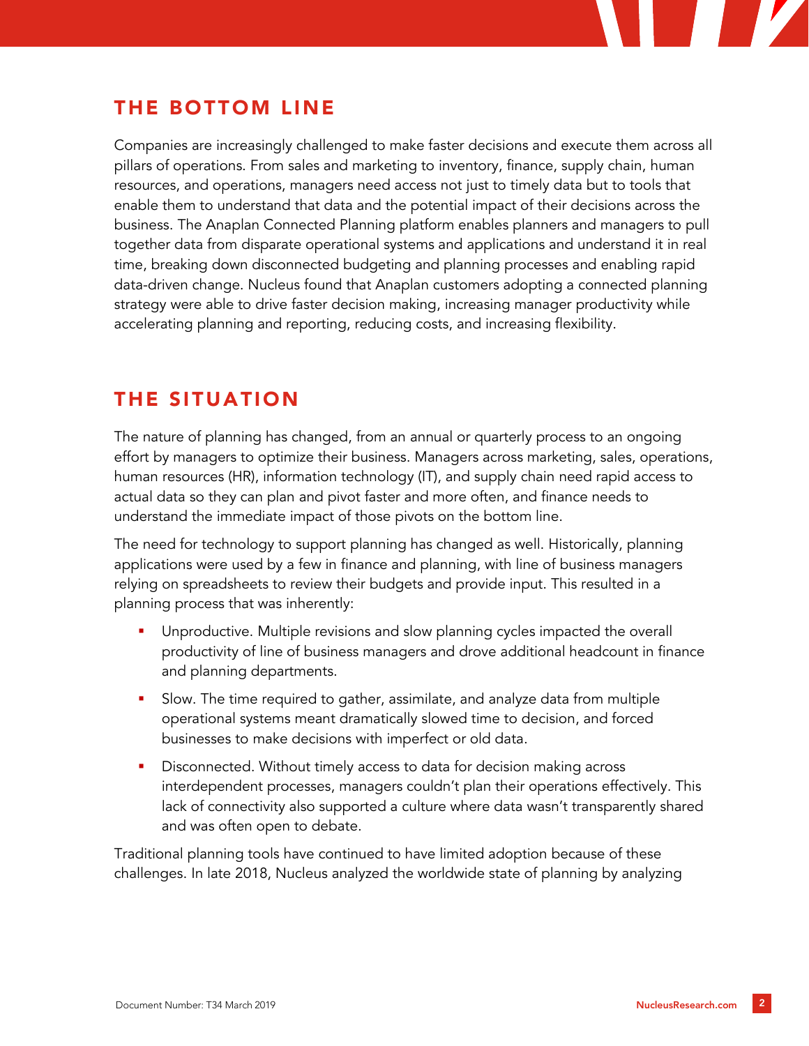## THE BOTTOM LINE

Companies are increasingly challenged to make faster decisions and execute them across all pillars of operations. From sales and marketing to inventory, finance, supply chain, human resources, and operations, managers need access not just to timely data but to tools that enable them to understand that data and the potential impact of their decisions across the business. The Anaplan Connected Planning platform enables planners and managers to pull together data from disparate operational systems and applications and understand it in real time, breaking down disconnected budgeting and planning processes and enabling rapid data-driven change. Nucleus found that Anaplan customers adopting a connected planning strategy were able to drive faster decision making, increasing manager productivity while accelerating planning and reporting, reducing costs, and increasing flexibility.

## THE SITUATION

The nature of planning has changed, from an annual or quarterly process to an ongoing effort by managers to optimize their business. Managers across marketing, sales, operations, human resources (HR), information technology (IT), and supply chain need rapid access to actual data so they can plan and pivot faster and more often, and finance needs to understand the immediate impact of those pivots on the bottom line.

The need for technology to support planning has changed as well. Historically, planning applications were used by a few in finance and planning, with line of business managers relying on spreadsheets to review their budgets and provide input. This resulted in a planning process that was inherently:

- Unproductive. Multiple revisions and slow planning cycles impacted the overall productivity of line of business managers and drove additional headcount in finance and planning departments.
- Slow. The time required to gather, assimilate, and analyze data from multiple operational systems meant dramatically slowed time to decision, and forced businesses to make decisions with imperfect or old data.
- Disconnected. Without timely access to data for decision making across interdependent processes, managers couldn't plan their operations effectively. This lack of connectivity also supported a culture where data wasn't transparently shared and was often open to debate.

Traditional planning tools have continued to have limited adoption because of these challenges. In late 2018, Nucleus analyzed the worldwide state of planning by analyzing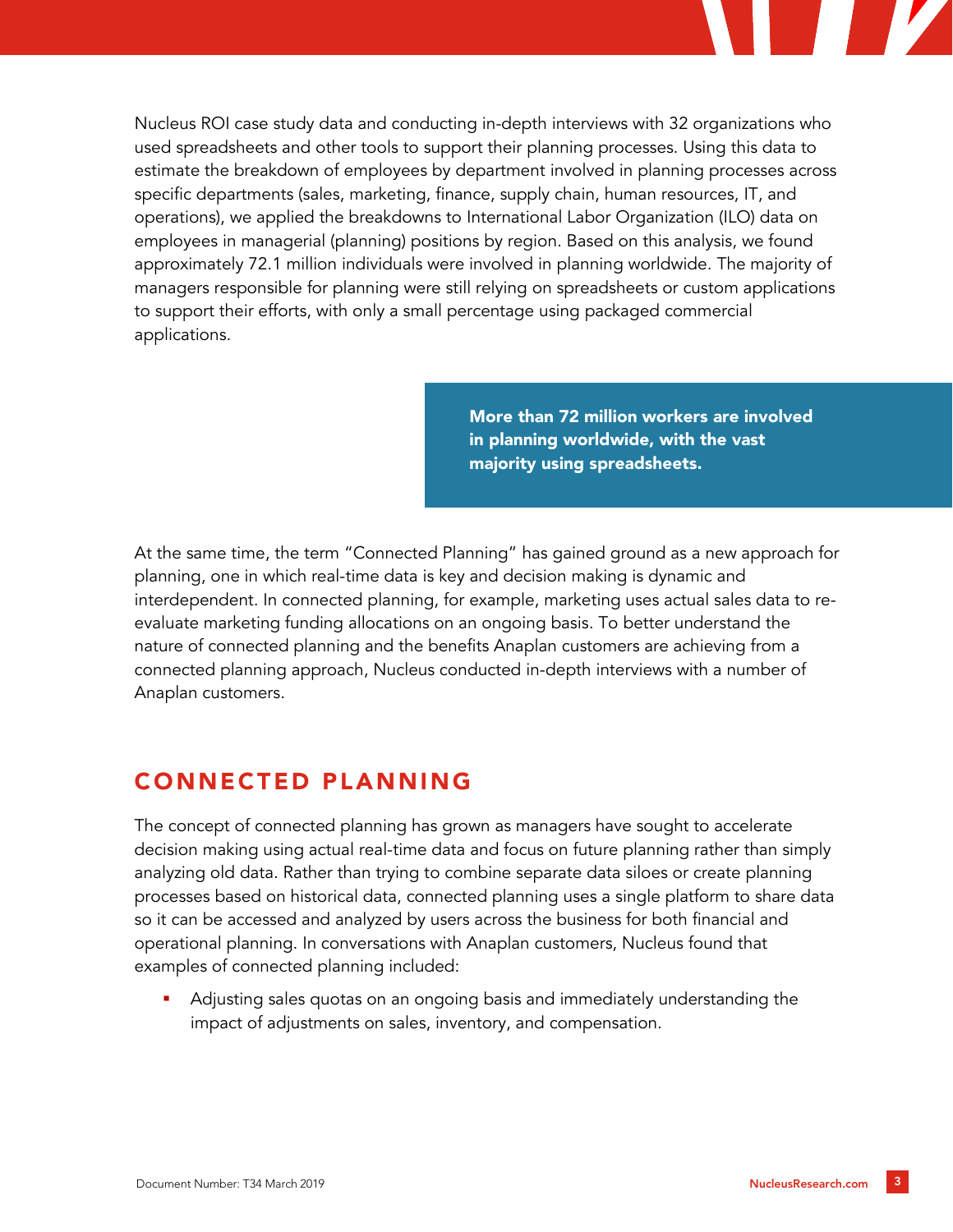Nucleus ROI case study data and conducting in-depth interviews with 32 organizations who used spreadsheets and other tools to support their planning processes. Using this data to estimate the breakdown of employees by department involved in planning processes across specific departments (sales, marketing, finance, supply chain, human resources, IT, and operations), we applied the breakdowns to International Labor Organization (ILO) data on employees in managerial (planning) positions by region. Based on this analysis, we found approximately 72.1 million individuals were involved in planning worldwide. The majority of managers responsible for planning were still relying on spreadsheets or custom applications to support their efforts, with only a small percentage using packaged commercial applications.

> **More than 72 million workers are involved in planning worldwide, with the vast majority using spreadsheets.**

At the same time, the term "Connected Planning" has gained ground as a new approach for planning, one in which real-time data is key and decision making is dynamic and interdependent. In connected planning, for example, marketing uses actual sales data to re-evaluate marketing funding allocations on an ongoing basis. To better understand the nature of connected planning and the benefits Anaplan customers are achieving from a connected planning approach, Nucleus conducted in-depth interviews with a number of Anaplan customers.

## CONNECTED PLANNING

The concept of connected planning has grown as managers have sought to accelerate decision making using actual real-time data and focus on future planning rather than simply analyzing old data. Rather than trying to combine separate data siloes or create planning processes based on historical data, connected planning uses a single platform to share data so it can be accessed and analyzed by users across the business for both financial and operational planning. In conversations with Anaplan customers, Nucleus found that examples of connected planning included:

- Adjusting sales quotas on an ongoing basis and immediately understanding the impact of adjustments on sales, inventory, and compensation.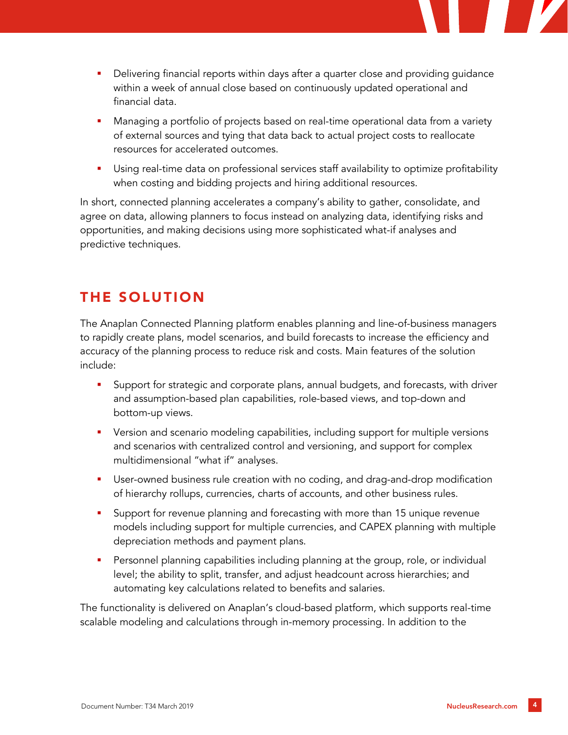- Delivering financial reports within days after a quarter close and providing guidance within a week of annual close based on continuously updated operational and financial data.
- Managing a portfolio of projects based on real-time operational data from a variety of external sources and tying that data back to actual project costs to reallocate resources for accelerated outcomes.
- Using real-time data on professional services staff availability to optimize profitability when costing and bidding projects and hiring additional resources.

In short, connected planning accelerates a company's ability to gather, consolidate, and agree on data, allowing planners to focus instead on analyzing data, identifying risks and opportunities, and making decisions using more sophisticated what-if analyses and predictive techniques.

## THE SOLUTION

The Anaplan Connected Planning platform enables planning and line-of-business managers to rapidly create plans, model scenarios, and build forecasts to increase the efficiency and accuracy of the planning process to reduce risk and costs. Main features of the solution include:

- Support for strategic and corporate plans, annual budgets, and forecasts, with driver and assumption-based plan capabilities, role-based views, and top-down and bottom-up views.
- Version and scenario modeling capabilities, including support for multiple versions and scenarios with centralized control and versioning, and support for complex multidimensional "what if" analyses.
- User-owned business rule creation with no coding, and drag-and-drop modification of hierarchy rollups, currencies, charts of accounts, and other business rules.
- Support for revenue planning and forecasting with more than 15 unique revenue models including support for multiple currencies, and CAPEX planning with multiple depreciation methods and payment plans.
- Personnel planning capabilities including planning at the group, role, or individual level; the ability to split, transfer, and adjust headcount across hierarchies; and automating key calculations related to benefits and salaries.

The functionality is delivered on Anaplan's cloud-based platform, which supports real-time scalable modeling and calculations through in-memory processing. In addition to the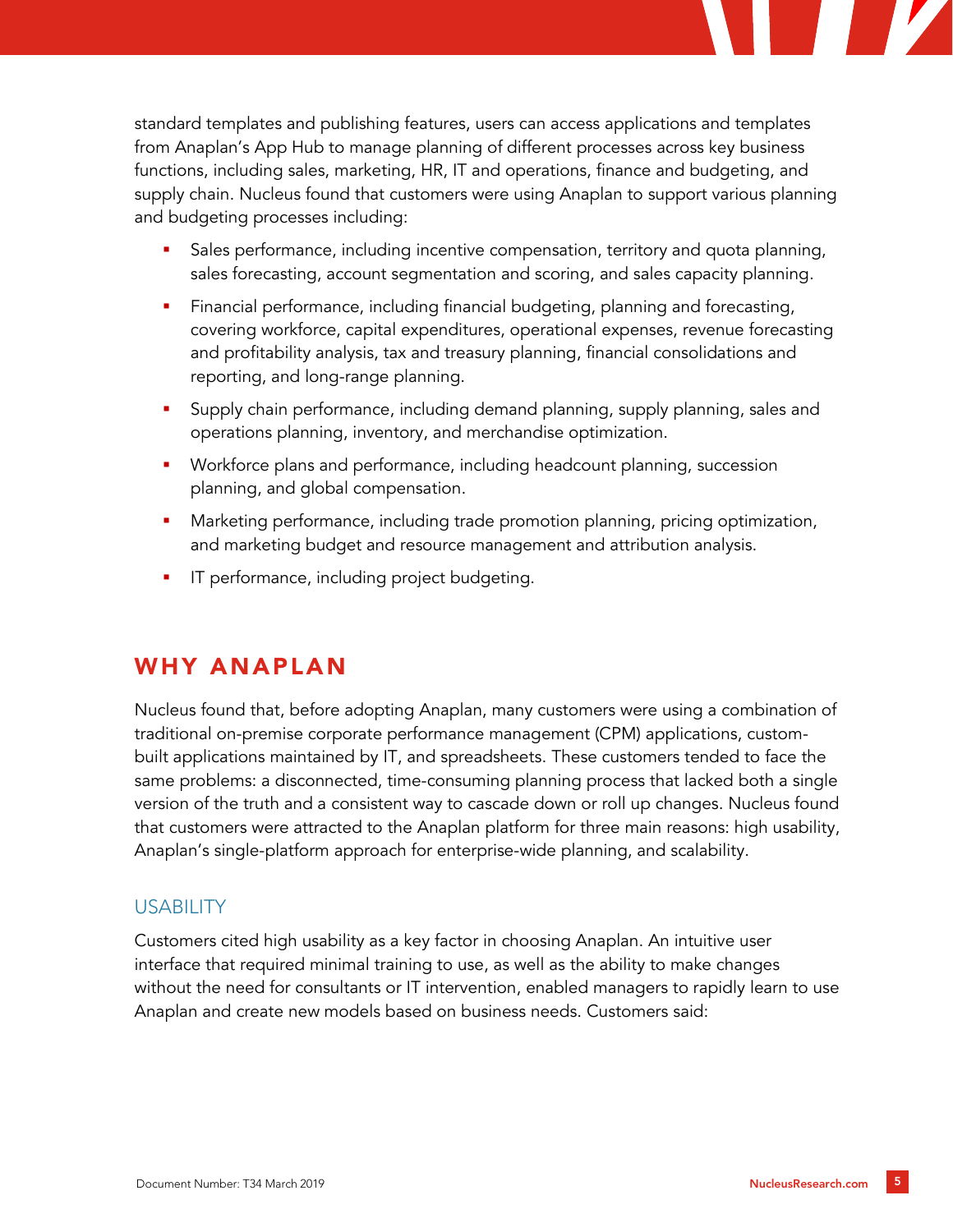standard templates and publishing features, users can access applications and templates from Anaplan's App Hub to manage planning of different processes across key business functions, including sales, marketing, HR, IT and operations, finance and budgeting, and supply chain. Nucleus found that customers were using Anaplan to support various planning and budgeting processes including:

- Sales performance, including incentive compensation, territory and quota planning, sales forecasting, account segmentation and scoring, and sales capacity planning.
- Financial performance, including financial budgeting, planning and forecasting, covering workforce, capital expenditures, operational expenses, revenue forecasting and profitability analysis, tax and treasury planning, financial consolidations and reporting, and long-range planning.
- Supply chain performance, including demand planning, supply planning, sales and operations planning, inventory, and merchandise optimization.
- Workforce plans and performance, including headcount planning, succession planning, and global compensation.
- Marketing performance, including trade promotion planning, pricing optimization, and marketing budget and resource management and attribution analysis.
- IT performance, including project budgeting.

## WHY ANAPLAN

Nucleus found that, before adopting Anaplan, many customers were using a combination of traditional on-premise corporate performance management (CPM) applications, custom-built applications maintained by IT, and spreadsheets. These customers tended to face the same problems: a disconnected, time-consuming planning process that lacked both a single version of the truth and a consistent way to cascade down or roll up changes. Nucleus found that customers were attracted to the Anaplan platform for three main reasons: high usability, Anaplan's single-platform approach for enterprise-wide planning, and scalability.

### USABILITY

Customers cited high usability as a key factor in choosing Anaplan. An intuitive user interface that required minimal training to use, as well as the ability to make changes without the need for consultants or IT intervention, enabled managers to rapidly learn to use Anaplan and create new models based on business needs. Customers said: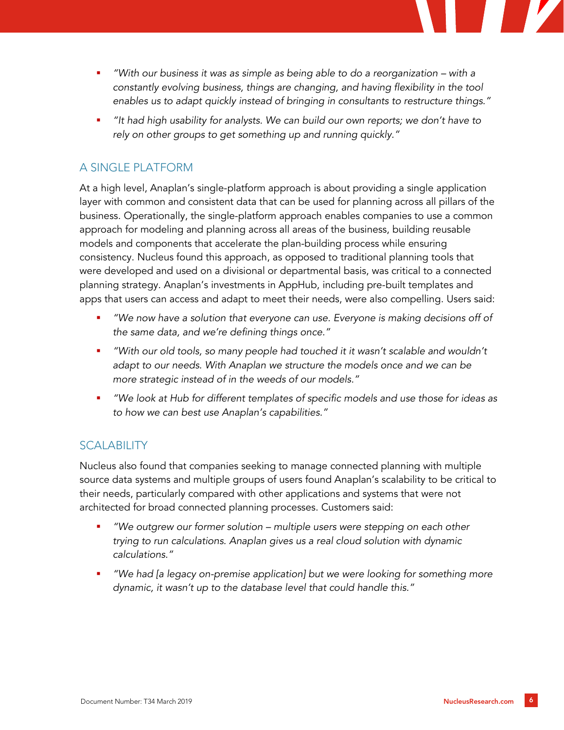- *"With our business it was as simple as being able to do a reorganization – with a constantly evolving business, things are changing, and having flexibility in the tool enables us to adapt quickly instead of bringing in consultants to restructure things."*
- *"It had high usability for analysts. We can build our own reports; we don't have to rely on other groups to get something up and running quickly."*

## A SINGLE PLATFORM

At a high level, Anaplan's single-platform approach is about providing a single application layer with common and consistent data that can be used for planning across all pillars of the business. Operationally, the single-platform approach enables companies to use a common approach for modeling and planning across all areas of the business, building reusable models and components that accelerate the plan-building process while ensuring consistency. Nucleus found this approach, as opposed to traditional planning tools that were developed and used on a divisional or departmental basis, was critical to a connected planning strategy. Anaplan's investments in AppHub, including pre-built templates and apps that users can access and adapt to meet their needs, were also compelling. Users said:

- *"We now have a solution that everyone can use. Everyone is making decisions off of the same data, and we're defining things once."*
- *"With our old tools, so many people had touched it it wasn't scalable and wouldn't adapt to our needs. With Anaplan we structure the models once and we can be more strategic instead of in the weeds of our models."*
- *"We look at Hub for different templates of specific models and use those for ideas as to how we can best use Anaplan's capabilities."*

## SCALABILITY

Nucleus also found that companies seeking to manage connected planning with multiple source data systems and multiple groups of users found Anaplan's scalability to be critical to their needs, particularly compared with other applications and systems that were not architected for broad connected planning processes. Customers said:

- *"We outgrew our former solution – multiple users were stepping on each other trying to run calculations. Anaplan gives us a real cloud solution with dynamic calculations."*
- *"We had [a legacy on-premise application] but we were looking for something more dynamic, it wasn't up to the database level that could handle this."*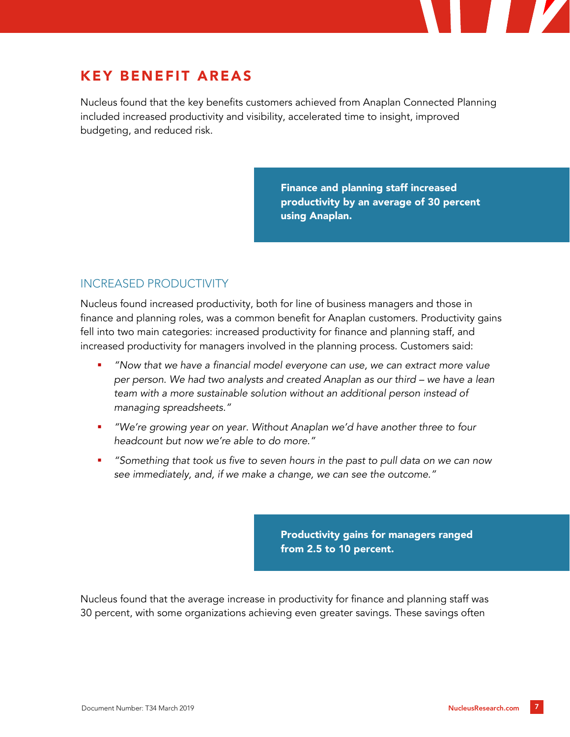## KEY BENEFIT AREAS

Nucleus found that the key benefits customers achieved from Anaplan Connected Planning included increased productivity and visibility, accelerated time to insight, improved budgeting, and reduced risk.

> **Finance and planning staff increased productivity by an average of 30 percent using Anaplan.**

### INCREASED PRODUCTIVITY

Nucleus found increased productivity, both for line of business managers and those in finance and planning roles, was a common benefit for Anaplan customers. Productivity gains fell into two main categories: increased productivity for finance and planning staff, and increased productivity for managers involved in the planning process. Customers said:

- *"Now that we have a financial model everyone can use, we can extract more value per person. We had two analysts and created Anaplan as our third – we have a lean team with a more sustainable solution without an additional person instead of managing spreadsheets."*
- *"We're growing year on year. Without Anaplan we'd have another three to four headcount but now we're able to do more."*
- *"Something that took us five to seven hours in the past to pull data on we can now see immediately, and, if we make a change, we can see the outcome."*

> **Productivity gains for managers ranged from 2.5 to 10 percent.**

Nucleus found that the average increase in productivity for finance and planning staff was 30 percent, with some organizations achieving even greater savings. These savings often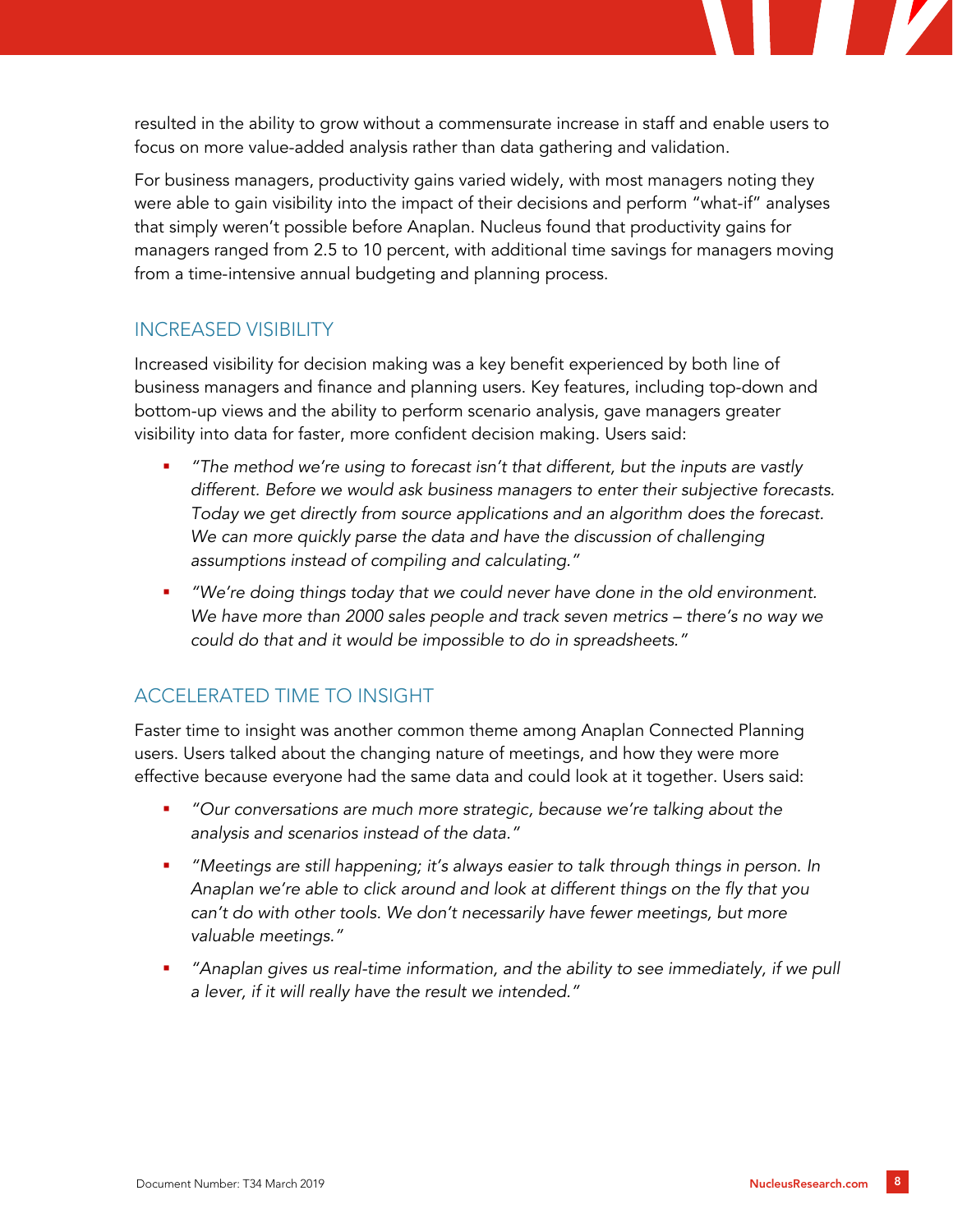resulted in the ability to grow without a commensurate increase in staff and enable users to focus on more value-added analysis rather than data gathering and validation.

For business managers, productivity gains varied widely, with most managers noting they were able to gain visibility into the impact of their decisions and perform "what-if" analyses that simply weren't possible before Anaplan. Nucleus found that productivity gains for managers ranged from 2.5 to 10 percent, with additional time savings for managers moving from a time-intensive annual budgeting and planning process.

## INCREASED VISIBILITY

Increased visibility for decision making was a key benefit experienced by both line of business managers and finance and planning users. Key features, including top-down and bottom-up views and the ability to perform scenario analysis, gave managers greater visibility into data for faster, more confident decision making. Users said:

- *"The method we're using to forecast isn't that different, but the inputs are vastly different. Before we would ask business managers to enter their subjective forecasts. Today we get directly from source applications and an algorithm does the forecast. We can more quickly parse the data and have the discussion of challenging assumptions instead of compiling and calculating."*
- *"We're doing things today that we could never have done in the old environment. We have more than 2000 sales people and track seven metrics – there's no way we could do that and it would be impossible to do in spreadsheets."*

## ACCELERATED TIME TO INSIGHT

Faster time to insight was another common theme among Anaplan Connected Planning users. Users talked about the changing nature of meetings, and how they were more effective because everyone had the same data and could look at it together. Users said:

- *"Our conversations are much more strategic, because we're talking about the analysis and scenarios instead of the data."*
- *"Meetings are still happening; it's always easier to talk through things in person. In Anaplan we're able to click around and look at different things on the fly that you can't do with other tools. We don't necessarily have fewer meetings, but more valuable meetings."*
- *"Anaplan gives us real-time information, and the ability to see immediately, if we pull a lever, if it will really have the result we intended."*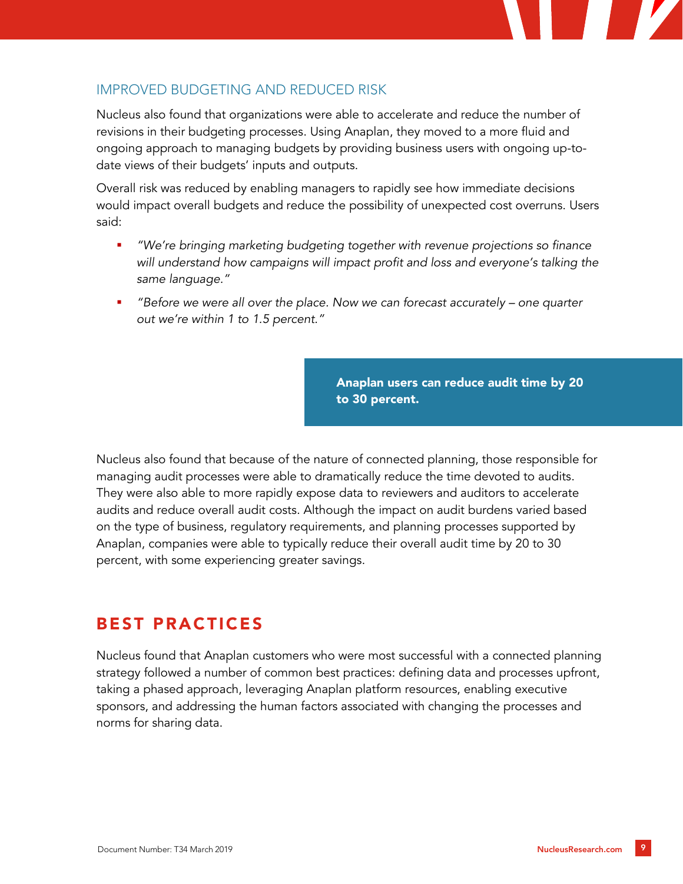### IMPROVED BUDGETING AND REDUCED RISK

Nucleus also found that organizations were able to accelerate and reduce the number of revisions in their budgeting processes. Using Anaplan, they moved to a more fluid and ongoing approach to managing budgets by providing business users with ongoing up-to-date views of their budgets' inputs and outputs.

Overall risk was reduced by enabling managers to rapidly see how immediate decisions would impact overall budgets and reduce the possibility of unexpected cost overruns. Users said:

- *"We're bringing marketing budgeting together with revenue projections so finance will understand how campaigns will impact profit and loss and everyone's talking the same language."*
- *"Before we were all over the place. Now we can forecast accurately – one quarter out we're within 1 to 1.5 percent."*

**Anaplan users can reduce audit time by 20 to 30 percent.**

Nucleus also found that because of the nature of connected planning, those responsible for managing audit processes were able to dramatically reduce the time devoted to audits. They were also able to more rapidly expose data to reviewers and auditors to accelerate audits and reduce overall audit costs. Although the impact on audit burdens varied based on the type of business, regulatory requirements, and planning processes supported by Anaplan, companies were able to typically reduce their overall audit time by 20 to 30 percent, with some experiencing greater savings.

## BEST PRACTICES

Nucleus found that Anaplan customers who were most successful with a connected planning strategy followed a number of common best practices: defining data and processes upfront, taking a phased approach, leveraging Anaplan platform resources, enabling executive sponsors, and addressing the human factors associated with changing the processes and norms for sharing data.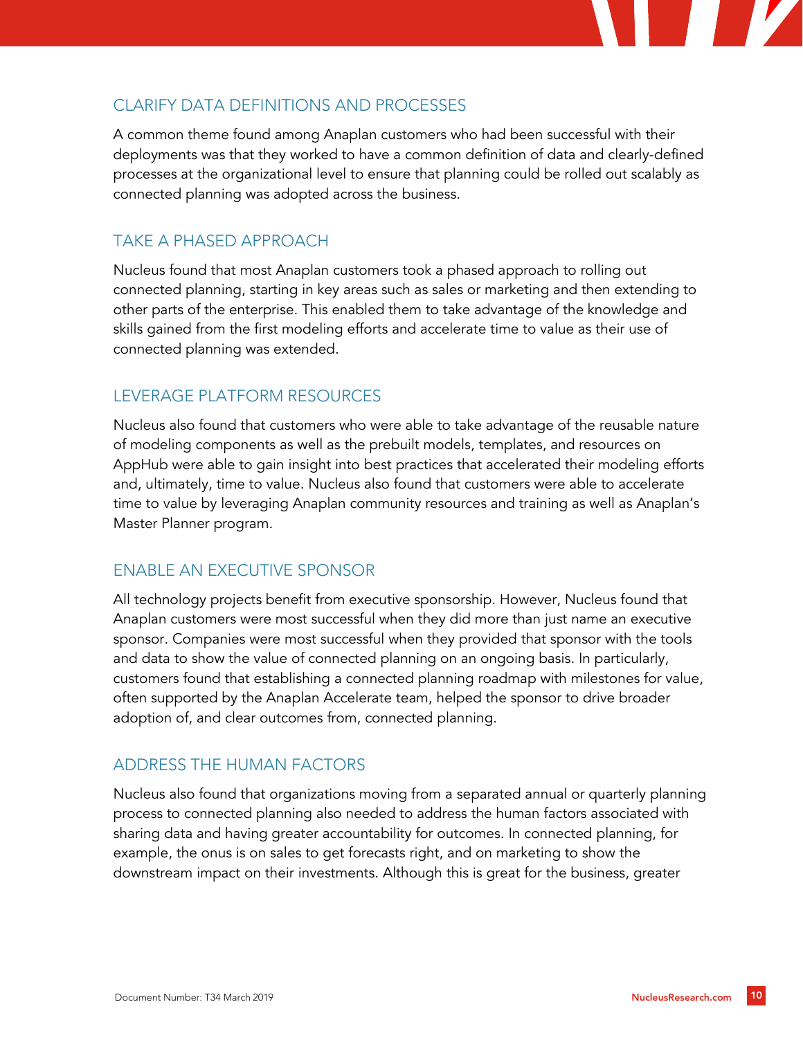## CLARIFY DATA DEFINITIONS AND PROCESSES

A common theme found among Anaplan customers who had been successful with their deployments was that they worked to have a common definition of data and clearly-defined processes at the organizational level to ensure that planning could be rolled out scalably as connected planning was adopted across the business.

## TAKE A PHASED APPROACH

Nucleus found that most Anaplan customers took a phased approach to rolling out connected planning, starting in key areas such as sales or marketing and then extending to other parts of the enterprise. This enabled them to take advantage of the knowledge and skills gained from the first modeling efforts and accelerate time to value as their use of connected planning was extended.

## LEVERAGE PLATFORM RESOURCES

Nucleus also found that customers who were able to take advantage of the reusable nature of modeling components as well as the prebuilt models, templates, and resources on AppHub were able to gain insight into best practices that accelerated their modeling efforts and, ultimately, time to value. Nucleus also found that customers were able to accelerate time to value by leveraging Anaplan community resources and training as well as Anaplan's Master Planner program.

## ENABLE AN EXECUTIVE SPONSOR

All technology projects benefit from executive sponsorship. However, Nucleus found that Anaplan customers were most successful when they did more than just name an executive sponsor. Companies were most successful when they provided that sponsor with the tools and data to show the value of connected planning on an ongoing basis. In particularly, customers found that establishing a connected planning roadmap with milestones for value, often supported by the Anaplan Accelerate team, helped the sponsor to drive broader adoption of, and clear outcomes from, connected planning.

## ADDRESS THE HUMAN FACTORS

Nucleus also found that organizations moving from a separated annual or quarterly planning process to connected planning also needed to address the human factors associated with sharing data and having greater accountability for outcomes. In connected planning, for example, the onus is on sales to get forecasts right, and on marketing to show the downstream impact on their investments. Although this is great for the business, greater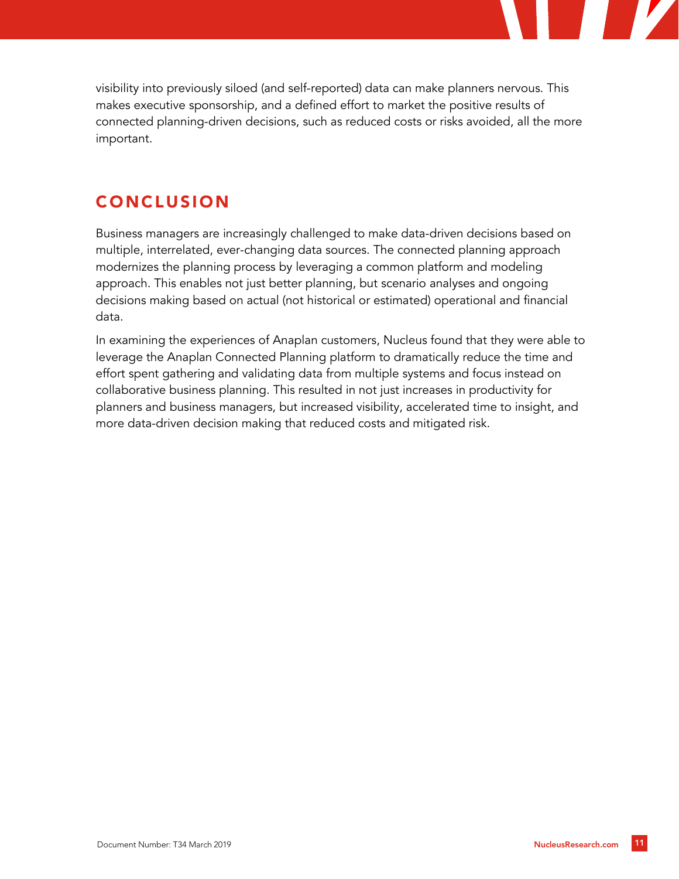visibility into previously siloed (and self-reported) data can make planners nervous. This makes executive sponsorship, and a defined effort to market the positive results of connected planning-driven decisions, such as reduced costs or risks avoided, all the more important.

## CONCLUSION

Business managers are increasingly challenged to make data-driven decisions based on multiple, interrelated, ever-changing data sources. The connected planning approach modernizes the planning process by leveraging a common platform and modeling approach. This enables not just better planning, but scenario analyses and ongoing decisions making based on actual (not historical or estimated) operational and financial data.

In examining the experiences of Anaplan customers, Nucleus found that they were able to leverage the Anaplan Connected Planning platform to dramatically reduce the time and effort spent gathering and validating data from multiple systems and focus instead on collaborative business planning. This resulted in not just increases in productivity for planners and business managers, but increased visibility, accelerated time to insight, and more data-driven decision making that reduced costs and mitigated risk.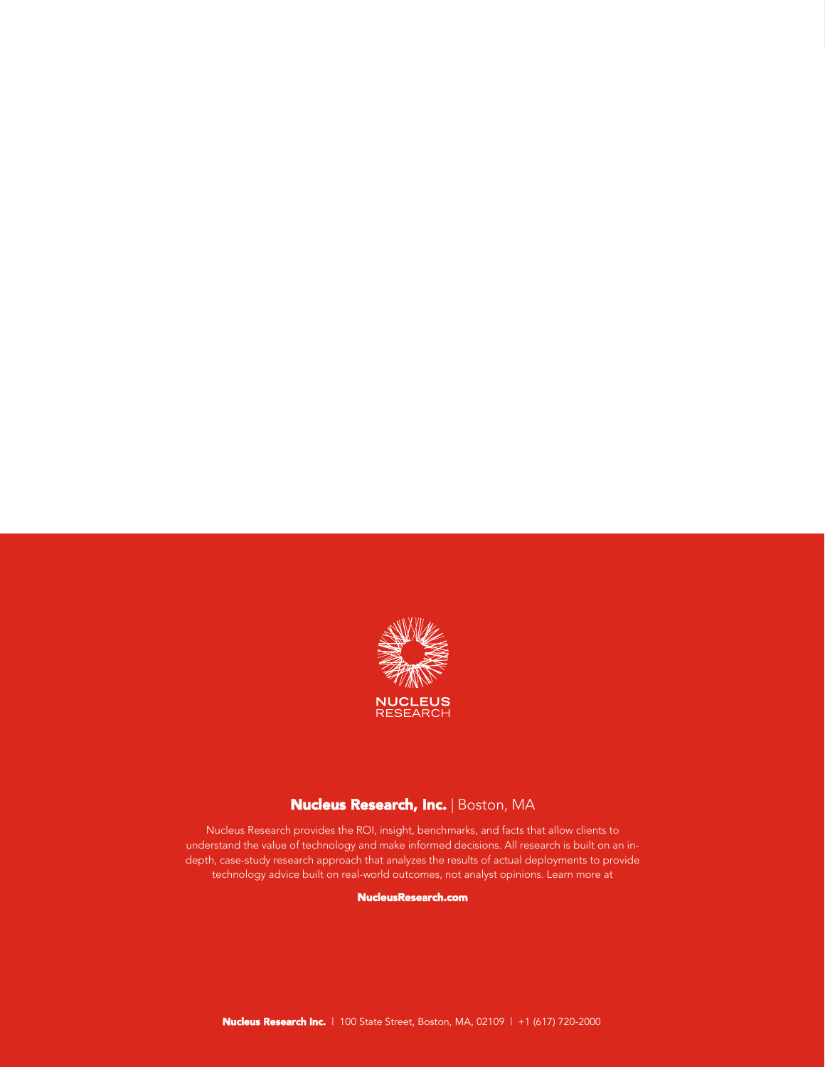NUCLEUS
RESEARCH

**Nucleus Research, Inc.** | Boston, MA

Nucleus Research provides the ROI, insight, benchmarks, and facts that allow clients to understand the value of technology and make informed decisions. All research is built on an in-depth, case-study research approach that analyzes the results of actual deployments to provide technology advice built on real-world outcomes, not analyst opinions. Learn more at

**NucleusResearch.com**

**Nucleus Research Inc.** | 100 State Street, Boston, MA, 02109 | +1 (617) 720-2000